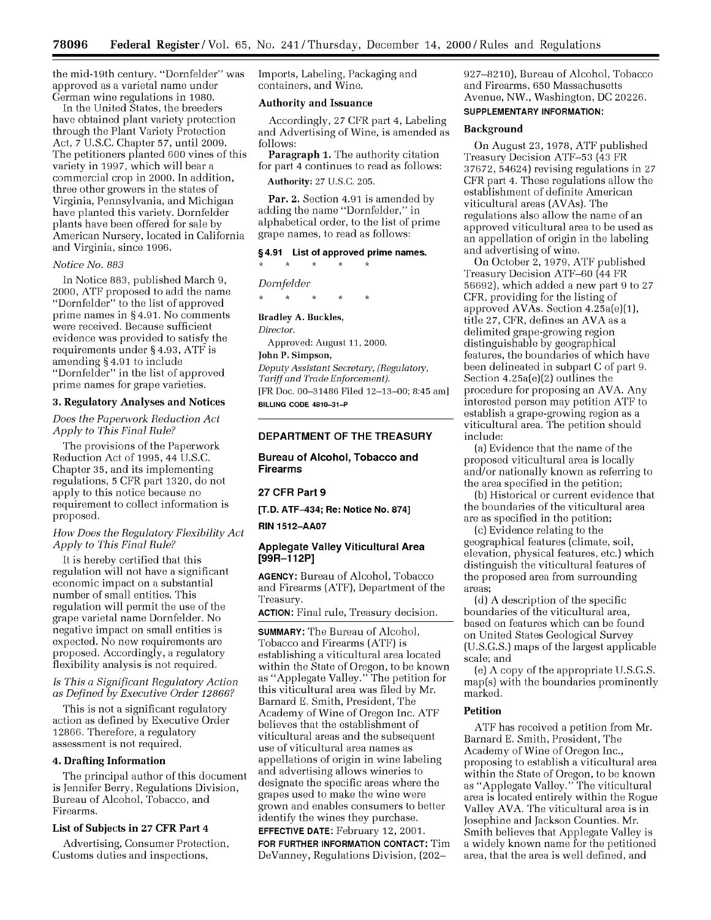the mid-19th century. "Dornfelder" was approved as a varietal name under German wine regulations in 1980.

In the United States, the breeders have obtained plant variety protection through the Plant Variety Protection Act, 7 U.S.C. Chapter 57, until 2009. The petitioners planted 600 vines of this variety in 1997, which will bear a commercial crop in 2000. In addition, three other growers in the states of Virginia, Pennsylvania, and Michigan have planted this variety. Dornfelder plants have been offered for sale by American Nursery, located in California and Virginia, since 1996.

*Notice No. 883*

In Notice 883, published March 9, 2000, ATF proposed to add the name "Dornfelder" to the list of approved prime names in § 4.91. No comments were received. Because sufficient evidence was provided to satisfy the requirements under § 4.93, ATF is amending § 4.91 to include "Dornfelder" in the list of approved prime names for grape varieties.

### 3. Regulatory Analyses and Notices

*Does the Paperwork Reduction Act Apply to This Final Rule?*

The provisions of the Paperwork Reduction Act of 1995, 44 U.S.C. Chapter 35, and its implementing regulations, 5 CFR part 1320, do not apply to this notice because no requirement to collect information is proposed.

*How Does the Regulatory Flexibility Act Apply to This Final Rule?*

It is hereby certified that this regulation will not have a significant economic impact on a substantial number of small entities. This regulation will permit the use of the grape varietal name Dornfelder. No negative impact on small entities is expected. No new requirements are proposed. Accordingly, a regulatory flexibility analysis is not required.

*Is This a Significant Regulatory Action as Defined by Executive Order 12866?*

This is not a significant regulatory action as defined by Executive Order 12866. Therefore, a regulatory assessment is not required.

### 4. Drafting Information

The principal author of this document is Jennifer Berry, Regulations Division, Bureau of Alcohol, Tobacco, and Firearms.

### List of Subjects in 27 CFR Part 4

Advertising, Consumer Protection, Customs duties and inspections, Imports, Labeling, Packaging and containers, and Wine.

### Authority and Issuance

Accordingly, 27 CFR part 4, Labeling and Advertising of Wine, is amended as follows:

**Paragraph 1.** The authority citation for part 4 continues to read as follows:

**Authority:** 27 U.S.C. 205.

**Par. 2.** Section 4.91 is amended by adding the name "Dornfelder," in alphabetical order, to the list of prime grape names, to read as follows:

**§ 4.91 List of approved prime names.**

\* \* \* \* \*

*Dornfelder*

\* \* \* \* \*

**Bradley A. Buckles,**
*Director.*

Approved: August 11, 2000.

**John P. Simpson,**
*Deputy Assistant Secretary, (Regulatory, Tariff and Trade Enforcement).*

[FR Doc. 00–31486 Filed 12–13–00; 8:45 am]

**BILLING CODE 4810–31–P**

---

## DEPARTMENT OF THE TREASURY

## Bureau of Alcohol, Tobacco and Firearms

## 27 CFR Part 9

**[T.D. ATF–434; Re: Notice No. 874]**

**RIN 1512–AA07**

## Applegate Valley Viticultural Area [99R–112P]

**AGENCY:** Bureau of Alcohol, Tobacco and Firearms (ATF), Department of the Treasury.

**ACTION:** Final rule, Treasury decision.

**SUMMARY:** The Bureau of Alcohol, Tobacco and Firearms (ATF) is establishing a viticultural area located within the State of Oregon, to be known as "Applegate Valley." The petition for this viticultural area was filed by Mr. Barnard E. Smith, President, The Academy of Wine of Oregon Inc. ATF believes that the establishment of viticultural areas and the subsequent use of viticultural area names as appellations of origin in wine labeling and advertising allows wineries to designate the specific areas where the grapes used to make the wine were grown and enables consumers to better identify the wines they purchase.

**EFFECTIVE DATE:** February 12, 2001.

**FOR FURTHER INFORMATION CONTACT:** Tim DeVanney, Regulations Division, (202–927–8210), Bureau of Alcohol, Tobacco and Firearms, 650 Massachusetts Avenue, NW., Washington, DC 20226.

**SUPPLEMENTARY INFORMATION:**

### Background

On August 23, 1978, ATF published Treasury Decision ATF–53 (43 FR 37672, 54624) revising regulations in 27 CFR part 4. These regulations allow the establishment of definite American viticultural areas (AVAs). The regulations also allow the name of an approved viticultural area to be used as an appellation of origin in the labeling and advertising of wine.

On October 2, 1979, ATF published Treasury Decision ATF–60 (44 FR 56692), which added a new part 9 to 27 CFR, providing for the listing of approved AVAs. Section 4.25a(e)(1), title 27, CFR, defines an AVA as a delimited grape-growing region distinguishable by geographical features, the boundaries of which have been delineated in subpart C of part 9. Section 4.25a(e)(2) outlines the procedure for proposing an AVA. Any interested person may petition ATF to establish a grape-growing region as a viticultural area. The petition should include:

(a) Evidence that the name of the proposed viticultural area is locally and/or nationally known as referring to the area specified in the petition;

(b) Historical or current evidence that the boundaries of the viticultural area are as specified in the petition;

(c) Evidence relating to the geographical features (climate, soil, elevation, physical features, etc.) which distinguish the viticultural features of the proposed area from surrounding areas;

(d) A description of the specific boundaries of the viticultural area, based on features which can be found on United States Geological Survey (U.S.G.S.) maps of the largest applicable scale; and

(e) A copy of the appropriate U.S.G.S. map(s) with the boundaries prominently marked.

### Petition

ATF has received a petition from Mr. Barnard E. Smith, President, The Academy of Wine of Oregon Inc., proposing to establish a viticultural area within the State of Oregon, to be known as "Applegate Valley." The viticultural area is located entirely within the Rogue Valley AVA. The viticultural area is in Josephine and Jackson Counties. Mr. Smith believes that Applegate Valley is a widely known name for the petitioned area, that the area is well defined, and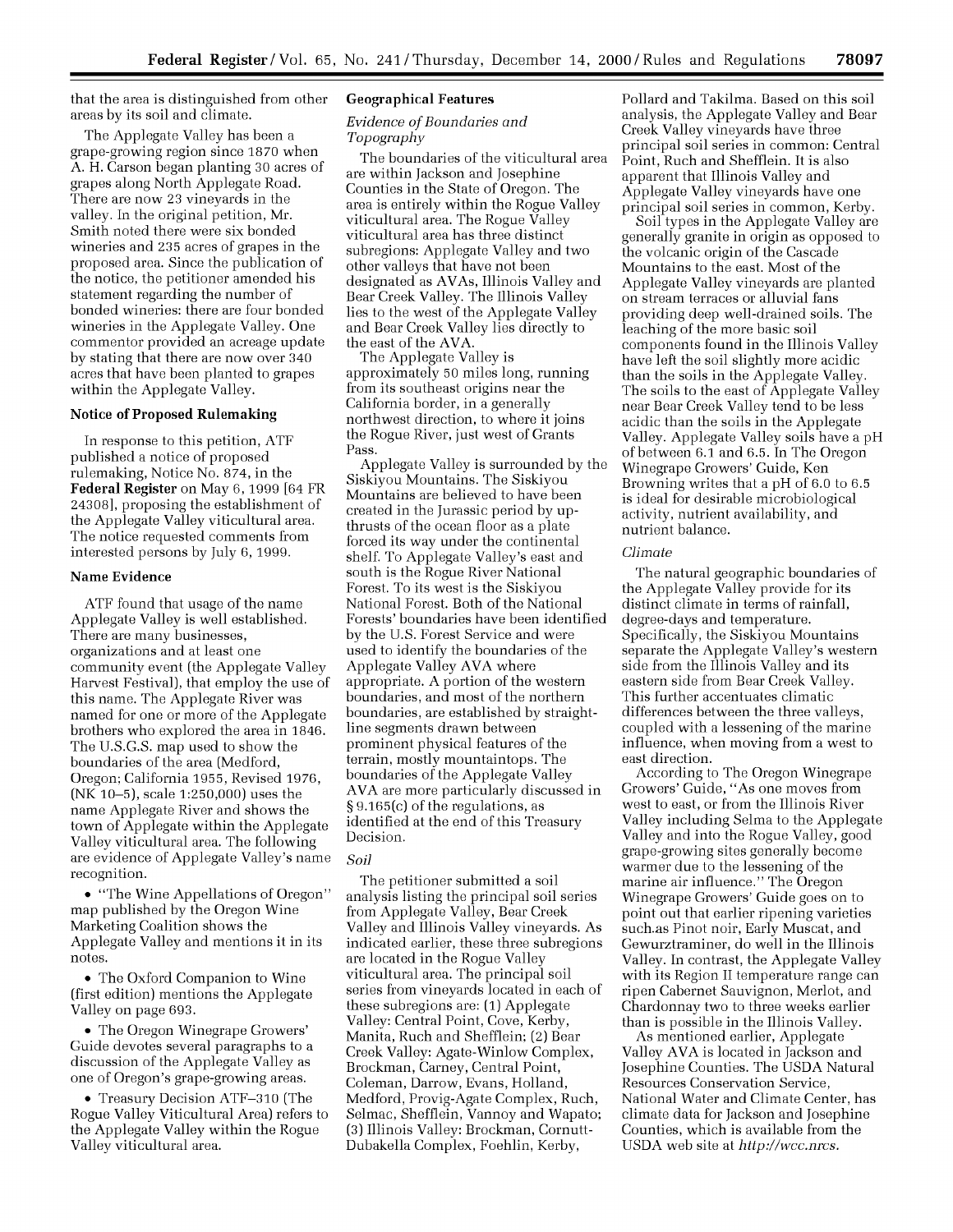that the area is distinguished from other areas by its soil and climate.

The Applegate Valley has been a grape-growing region since 1870 when A. H. Carson began planting 30 acres of grapes along North Applegate Road. There are now 23 vineyards in the valley. In the original petition, Mr. Smith noted there were six bonded wineries and 235 acres of grapes in the proposed area. Since the publication of the notice, the petitioner amended his statement regarding the number of bonded wineries: there are four bonded wineries in the Applegate Valley. One commentor provided an acreage update by stating that there are now over 340 acres that have been planted to grapes within the Applegate Valley.

**Notice of Proposed Rulemaking**

In response to this petition, ATF published a notice of proposed rulemaking, Notice No. 874, in the **Federal Register** on May 6, 1999 [64 FR 24308], proposing the establishment of the Applegate Valley viticultural area. The notice requested comments from interested persons by July 6, 1999.

**Name Evidence**

ATF found that usage of the name Applegate Valley is well established. There are many businesses, organizations and at least one community event (the Applegate Valley Harvest Festival), that employ the use of this name. The Applegate River was named for one or more of the Applegate brothers who explored the area in 1846. The U.S.G.S. map used to show the boundaries of the area (Medford, Oregon; California 1955, Revised 1976, (NK 10–5), scale 1:250,000) uses the name Applegate River and shows the town of Applegate within the Applegate Valley viticultural area. The following are evidence of Applegate Valley's name recognition.

- "The Wine Appellations of Oregon" map published by the Oregon Wine Marketing Coalition shows the Applegate Valley and mentions it in its notes.
- The Oxford Companion to Wine (first edition) mentions the Applegate Valley on page 693.
- The Oregon Winegrape Growers' Guide devotes several paragraphs to a discussion of the Applegate Valley as one of Oregon's grape-growing areas.
- Treasury Decision ATF–310 (The Rogue Valley Viticultural Area) refers to the Applegate Valley within the Rogue Valley viticultural area.

**Geographical Features**

*Evidence of Boundaries and Topography*

The boundaries of the viticultural area are within Jackson and Josephine Counties in the State of Oregon. The area is entirely within the Rogue Valley viticultural area. The Rogue Valley viticultural area has three distinct subregions: Applegate Valley and two other valleys that have not been designated as AVAs, Illinois Valley and Bear Creek Valley. The Illinois Valley lies to the west of the Applegate Valley and Bear Creek Valley lies directly to the east of the AVA.

The Applegate Valley is approximately 50 miles long, running from its southeast origins near the California border, in a generally northwest direction, to where it joins the Rogue River, just west of Grants Pass.

Applegate Valley is surrounded by the Siskiyou Mountains. The Siskiyou Mountains are believed to have been created in the Jurassic period by up-thrusts of the ocean floor as a plate forced its way under the continental shelf. To Applegate Valley's east and south is the Rogue River National Forest. To its west is the Siskiyou National Forest. Both of the National Forests' boundaries have been identified by the U.S. Forest Service and were used to identify the boundaries of the Applegate Valley AVA where appropriate. A portion of the western boundaries, and most of the northern boundaries, are established by straight-line segments drawn between prominent physical features of the terrain, mostly mountaintops. The boundaries of the Applegate Valley AVA are more particularly discussed in § 9.165(c) of the regulations, as identified at the end of this Treasury Decision.

*Soil*

The petitioner submitted a soil analysis listing the principal soil series from Applegate Valley, Bear Creek Valley and Illinois Valley vineyards. As indicated earlier, these three subregions are located in the Rogue Valley viticultural area. The principal soil series from vineyards located in each of these subregions are: (1) Applegate Valley: Central Point, Cove, Kerby, Manita, Ruch and Shefflein; (2) Bear Creek Valley: Agate-Winlow Complex, Brockman, Carney, Central Point, Coleman, Darrow, Evans, Holland, Medford, Provig-Agate Complex, Ruch, Selmac, Shefflein, Vannoy and Wapato; (3) Illinois Valley: Brockman, Cornutt-Dubakella Complex, Foehlin, Kerby, Pollard and Takilma. Based on this soil analysis, the Applegate Valley and Bear Creek Valley vineyards have three principal soil series in common: Central Point, Ruch and Shefflein. It is also apparent that Illinois Valley and Applegate Valley vineyards have one principal soil series in common, Kerby.

Soil types in the Applegate Valley are generally granite in origin as opposed to the volcanic origin of the Cascade Mountains to the east. Most of the Applegate Valley vineyards are planted on stream terraces or alluvial fans providing deep well-drained soils. The leaching of the more basic soil components found in the Illinois Valley have left the soil slightly more acidic than the soils in the Applegate Valley. The soils to the east of Applegate Valley near Bear Creek Valley tend to be less acidic than the soils in the Applegate Valley. Applegate Valley soils have a pH of between 6.1 and 6.5. In The Oregon Winegrape Growers' Guide, Ken Browning writes that a pH of 6.0 to 6.5 is ideal for desirable microbiological activity, nutrient availability, and nutrient balance.

*Climate*

The natural geographic boundaries of the Applegate Valley provide for its distinct climate in terms of rainfall, degree-days and temperature. Specifically, the Siskiyou Mountains separate the Applegate Valley's western side from the Illinois Valley and its eastern side from Bear Creek Valley. This further accentuates climatic differences between the three valleys, coupled with a lessening of the marine influence, when moving from a west to east direction.

According to The Oregon Winegrape Growers' Guide, "As one moves from west to east, or from the Illinois River Valley including Selma to the Applegate Valley and into the Rogue Valley, good grape-growing sites generally become warmer due to the lessening of the marine air influence." The Oregon Winegrape Growers' Guide goes on to point out that earlier ripening varieties such as Pinot noir, Early Muscat, and Gewurztraminer, do well in the Illinois Valley. In contrast, the Applegate Valley with its Region II temperature range can ripen Cabernet Sauvignon, Merlot, and Chardonnay two to three weeks earlier than is possible in the Illinois Valley.

As mentioned earlier, Applegate Valley AVA is located in Jackson and Josephine Counties. The USDA Natural Resources Conservation Service, National Water and Climate Center, has climate data for Jackson and Josephine Counties, which is available from the USDA web site at *http://wcc.nrcs.*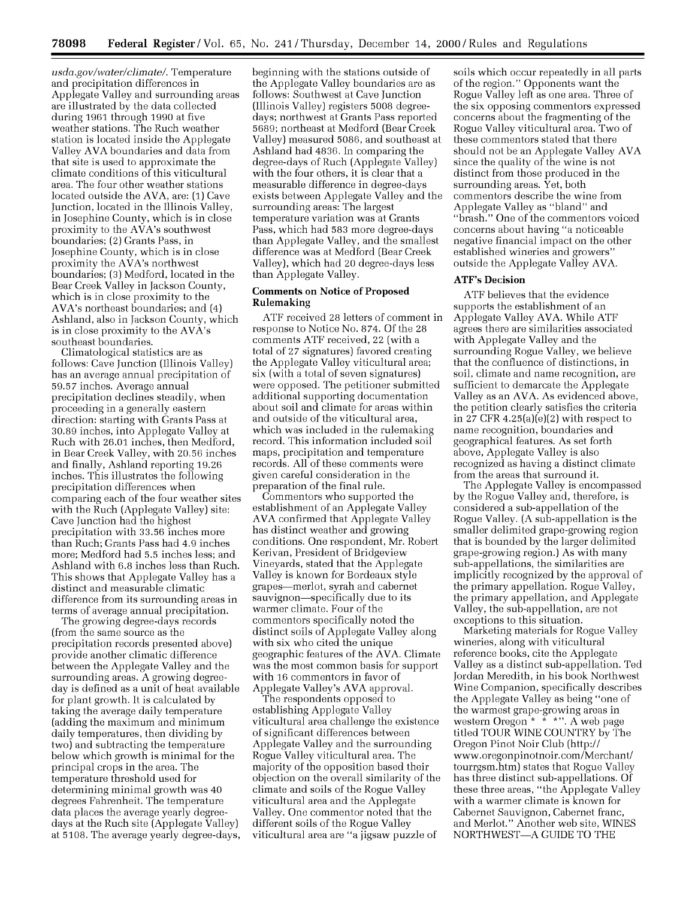usda.gov/water/climate/. Temperature and precipitation differences in Applegate Valley and surrounding areas are illustrated by the data collected during 1961 through 1990 at five weather stations. The Ruch weather station is located inside the Applegate Valley AVA boundaries and data from that site is used to approximate the climate conditions of this viticultural area. The four other weather stations located outside the AVA, are: (1) Cave Junction, located in the Illinois Valley, in Josephine County, which is in close proximity to the AVA's southwest boundaries; (2) Grants Pass, in Josephine County, which is in close proximity the AVA's northwest boundaries; (3) Medford, located in the Bear Creek Valley in Jackson County, which is in close proximity to the AVA's northeast boundaries; and (4) Ashland, also in Jackson County, which is in close proximity to the AVA's southeast boundaries.

Climatological statistics are as follows: Cave Junction (Illinois Valley) has an average annual precipitation of 59.57 inches. Average annual precipitation declines steadily, when proceeding in a generally eastern direction: starting with Grants Pass at 30.89 inches, into Applegate Valley at Ruch with 26.01 inches, then Medford, in Bear Creek Valley, with 20.56 inches and finally, Ashland reporting 19.26 inches. This illustrates the following precipitation differences when comparing each of the four weather sites with the Ruch (Applegate Valley) site: Cave Junction had the highest precipitation with 33.56 inches more than Ruch; Grants Pass had 4.9 inches more; Medford had 5.5 inches less; and Ashland with 6.8 inches less than Ruch. This shows that Applegate Valley has a distinct and measurable climatic difference from its surrounding areas in terms of average annual precipitation.

The growing degree-days records (from the same source as the precipitation records presented above) provide another climatic difference between the Applegate Valley and the surrounding areas. A growing degree-day is defined as a unit of heat available for plant growth. It is calculated by taking the average daily temperature (adding the maximum and minimum daily temperatures, then dividing by two) and subtracting the temperature below which growth is minimal for the principal crops in the area. The temperature threshold used for determining minimal growth was 40 degrees Fahrenheit. The temperature data places the average yearly degree-days at the Ruch site (Applegate Valley) at 5108. The average yearly degree-days, beginning with the stations outside of the Applegate Valley boundaries are as follows: Southwest at Cave Junction (Illinois Valley) registers 5008 degree-days; northwest at Grants Pass reported 5689; northeast at Medford (Bear Creek Valley) measured 5086, and southeast at Ashland had 4836. In comparing the degree-days of Ruch (Applegate Valley) with the four others, it is clear that a measurable difference in degree-days exists between Applegate Valley and the surrounding areas: The largest temperature variation was at Grants Pass, which had 583 more degree-days than Applegate Valley, and the smallest difference was at Medford (Bear Creek Valley), which had 20 degree-days less than Applegate Valley.

## Comments on Notice of Proposed Rulemaking

ATF received 28 letters of comment in response to Notice No. 874. Of the 28 comments ATF received, 22 (with a total of 27 signatures) favored creating the Applegate Valley viticultural area; six (with a total of seven signatures) were opposed. The petitioner submitted additional supporting documentation about soil and climate for areas within and outside of the viticultural area, which was included in the rulemaking record. This information included soil maps, precipitation and temperature records. All of these comments were given careful consideration in the preparation of the final rule.

Commentors who supported the establishment of an Applegate Valley AVA confirmed that Applegate Valley has distinct weather and growing conditions. One respondent, Mr. Robert Kerivan, President of Bridgeview Vineyards, stated that the Applegate Valley is known for Bordeaux style grapes—merlot, syrah and cabernet sauvignon—specifically due to its warmer climate. Four of the commentors specifically noted the distinct soils of Applegate Valley along with six who cited the unique geographic features of the AVA. Climate was the most common basis for support with 16 commentors in favor of Applegate Valley's AVA approval.

The respondents opposed to establishing Applegate Valley viticultural area challenge the existence of significant differences between Applegate Valley and the surrounding Rogue Valley viticultural area. The majority of the opposition based their objection on the overall similarity of the climate and soils of the Rogue Valley viticultural area and the Applegate Valley. One commentor noted that the different soils of the Rogue Valley viticultural area are "a jigsaw puzzle of soils which occur repeatedly in all parts of the region." Opponents want the Rogue Valley left as one area. Three of the six opposing commentors expressed concerns about the fragmenting of the Rogue Valley viticultural area. Two of these commentors stated that there should not be an Applegate Valley AVA since the quality of the wine is not distinct from those produced in the surrounding areas. Yet, both commentors describe the wine from Applegate Valley as "bland" and "brash." One of the commentors voiced concerns about having "a noticeable negative financial impact on the other established wineries and growers" outside the Applegate Valley AVA.

## ATF's Decision

ATF believes that the evidence supports the establishment of an Applegate Valley AVA. While ATF agrees there are similarities associated with Applegate Valley and the surrounding Rogue Valley, we believe that the confluence of distinctions, in soil, climate and name recognition, are sufficient to demarcate the Applegate Valley as an AVA. As evidenced above, the petition clearly satisfies the criteria in 27 CFR 4.25(a)(e)(2) with respect to name recognition, boundaries and geographical features. As set forth above, Applegate Valley is also recognized as having a distinct climate from the areas that surround it.

The Applegate Valley is encompassed by the Rogue Valley and, therefore, is considered a sub-appellation of the Rogue Valley. (A sub-appellation is the smaller delimited grape-growing region that is bounded by the larger delimited grape-growing region.) As with many sub-appellations, the similarities are implicitly recognized by the approval of the primary appellation. Rogue Valley, the primary appellation, and Applegate Valley, the sub-appellation, are not exceptions to this situation.

Marketing materials for Rogue Valley wineries, along with viticultural reference books, cite the Applegate Valley as a distinct sub-appellation. Ted Jordan Meredith, in his book Northwest Wine Companion, specifically describes the Applegate Valley as being "one of the warmest grape-growing areas in western Oregon * * *". A web page titled TOUR WINE COUNTRY by The Oregon Pinot Noir Club (http://www.oregonpinotnoir.com/Merchant/tourrgsm.htm) states that Rogue Valley has three distinct sub-appellations. Of these three areas, "the Applegate Valley with a warmer climate is known for Cabernet Sauvignon, Cabernet franc, and Merlot." Another web site, WINES NORTHWEST—A GUIDE TO THE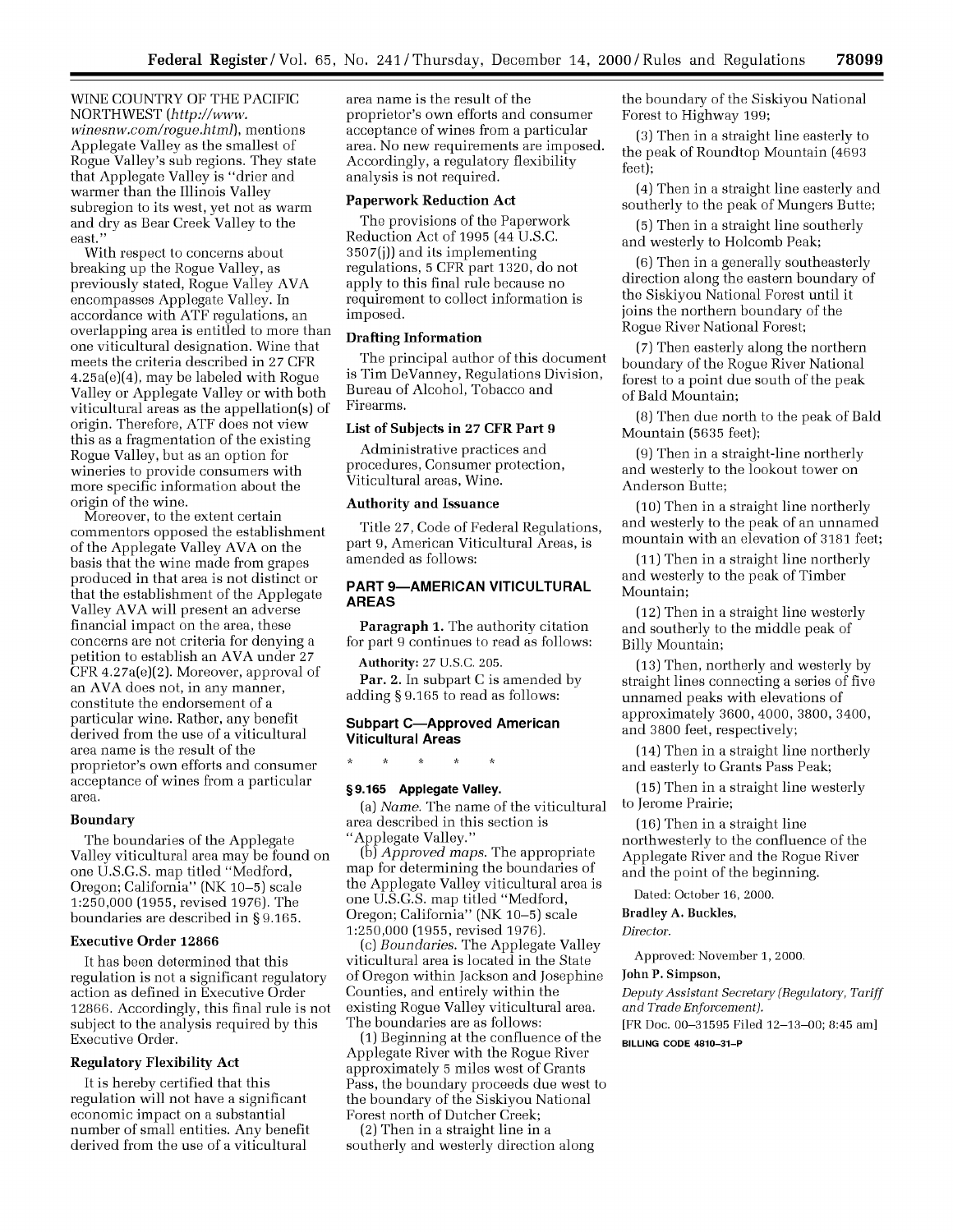WINE COUNTRY OF THE PACIFIC NORTHWEST (*http://www.winesnw.com/rogue.html*), mentions Applegate Valley as the smallest of Rogue Valley's sub regions. They state that Applegate Valley is "drier and warmer than the Illinois Valley subregion to its west, yet not as warm and dry as Bear Creek Valley to the east."

With respect to concerns about breaking up the Rogue Valley, as previously stated, Rogue Valley AVA encompasses Applegate Valley. In accordance with ATF regulations, an overlapping area is entitled to more than one viticultural designation. Wine that meets the criteria described in 27 CFR 4.25a(e)(4), may be labeled with Rogue Valley or Applegate Valley or with both viticultural areas as the appellation(s) of origin. Therefore, ATF does not view this as a fragmentation of the existing Rogue Valley, but as an option for wineries to provide consumers with more specific information about the origin of the wine.

Moreover, to the extent certain commentors opposed the establishment of the Applegate Valley AVA on the basis that the wine made from grapes produced in that area is not distinct or that the establishment of the Applegate Valley AVA will present an adverse financial impact on the area, these concerns are not criteria for denying a petition to establish an AVA under 27 CFR 4.27a(e)(2). Moreover, approval of an AVA does not, in any manner, constitute the endorsement of a particular wine. Rather, any benefit derived from the use of a viticultural area name is the result of the proprietor's own efforts and consumer acceptance of wines from a particular area.

### Boundary

The boundaries of the Applegate Valley viticultural area may be found on one U.S.G.S. map titled "Medford, Oregon; California" (NK 10–5) scale 1:250,000 (1955, revised 1976). The boundaries are described in § 9.165.

### Executive Order 12866

It has been determined that this regulation is not a significant regulatory action as defined in Executive Order 12866. Accordingly, this final rule is not subject to the analysis required by this Executive Order.

### Regulatory Flexibility Act

It is hereby certified that this regulation will not have a significant economic impact on a substantial number of small entities. Any benefit derived from the use of a viticultural area name is the result of the proprietor's own efforts and consumer acceptance of wines from a particular area. No new requirements are imposed. Accordingly, a regulatory flexibility analysis is not required.

### Paperwork Reduction Act

The provisions of the Paperwork Reduction Act of 1995 (44 U.S.C. 3507(j)) and its implementing regulations, 5 CFR part 1320, do not apply to this final rule because no requirement to collect information is imposed.

### Drafting Information

The principal author of this document is Tim DeVanney, Regulations Division, Bureau of Alcohol, Tobacco and Firearms.

### List of Subjects in 27 CFR Part 9

Administrative practices and procedures, Consumer protection, Viticultural areas, Wine.

### Authority and Issuance

Title 27, Code of Federal Regulations, part 9, American Viticultural Areas, is amended as follows:

## PART 9—AMERICAN VITICULTURAL AREAS

**Paragraph 1.** The authority citation for part 9 continues to read as follows:

**Authority:** 27 U.S.C. 205.

**Par. 2.** In subpart C is amended by adding § 9.165 to read as follows:

### Subpart C—Approved American Viticultural Areas

\* \* \* \* \*

**§ 9.165 Applegate Valley.**

(a) *Name.* The name of the viticultural area described in this section is "Applegate Valley."

(b) *Approved maps.* The appropriate map for determining the boundaries of the Applegate Valley viticultural area is one U.S.G.S. map titled "Medford, Oregon; California" (NK 10–5) scale 1:250,000 (1955, revised 1976).

(c) *Boundaries.* The Applegate Valley viticultural area is located in the State of Oregon within Jackson and Josephine Counties, and entirely within the existing Rogue Valley viticultural area. The boundaries are as follows:

(1) Beginning at the confluence of the Applegate River with the Rogue River approximately 5 miles west of Grants Pass, the boundary proceeds due west to the boundary of the Siskiyou National Forest north of Dutcher Creek;

(2) Then in a straight line in a southerly and westerly direction along the boundary of the Siskiyou National Forest to Highway 199;

(3) Then in a straight line easterly to the peak of Roundtop Mountain (4693 feet);

(4) Then in a straight line easterly and southerly to the peak of Mungers Butte;

(5) Then in a straight line southerly and westerly to Holcomb Peak;

(6) Then in a generally southeasterly direction along the eastern boundary of the Siskiyou National Forest until it joins the northern boundary of the Rogue River National Forest;

(7) Then easterly along the northern boundary of the Rogue River National forest to a point due south of the peak of Bald Mountain;

(8) Then due north to the peak of Bald Mountain (5635 feet);

(9) Then in a straight-line northerly and westerly to the lookout tower on Anderson Butte;

(10) Then in a straight line northerly and westerly to the peak of an unnamed mountain with an elevation of 3181 feet;

(11) Then in a straight line northerly and westerly to the peak of Timber Mountain;

(12) Then in a straight line westerly and southerly to the middle peak of Billy Mountain;

(13) Then, northerly and westerly by straight lines connecting a series of five unnamed peaks with elevations of approximately 3600, 4000, 3800, 3400, and 3800 feet, respectively;

(14) Then in a straight line northerly and easterly to Grants Pass Peak;

(15) Then in a straight line westerly to Jerome Prairie;

(16) Then in a straight line northwesterly to the confluence of the Applegate River and the Rogue River and the point of the beginning.

Dated: October 16, 2000.

**Bradley A. Buckles,**

*Director.*

Approved: November 1, 2000.

**John P. Simpson,**

*Deputy Assistant Secretary (Regulatory, Tariff and Trade Enforcement).*

[FR Doc. 00–31595 Filed 12–13–00; 8:45 am]

**BILLING CODE 4810–31–P**